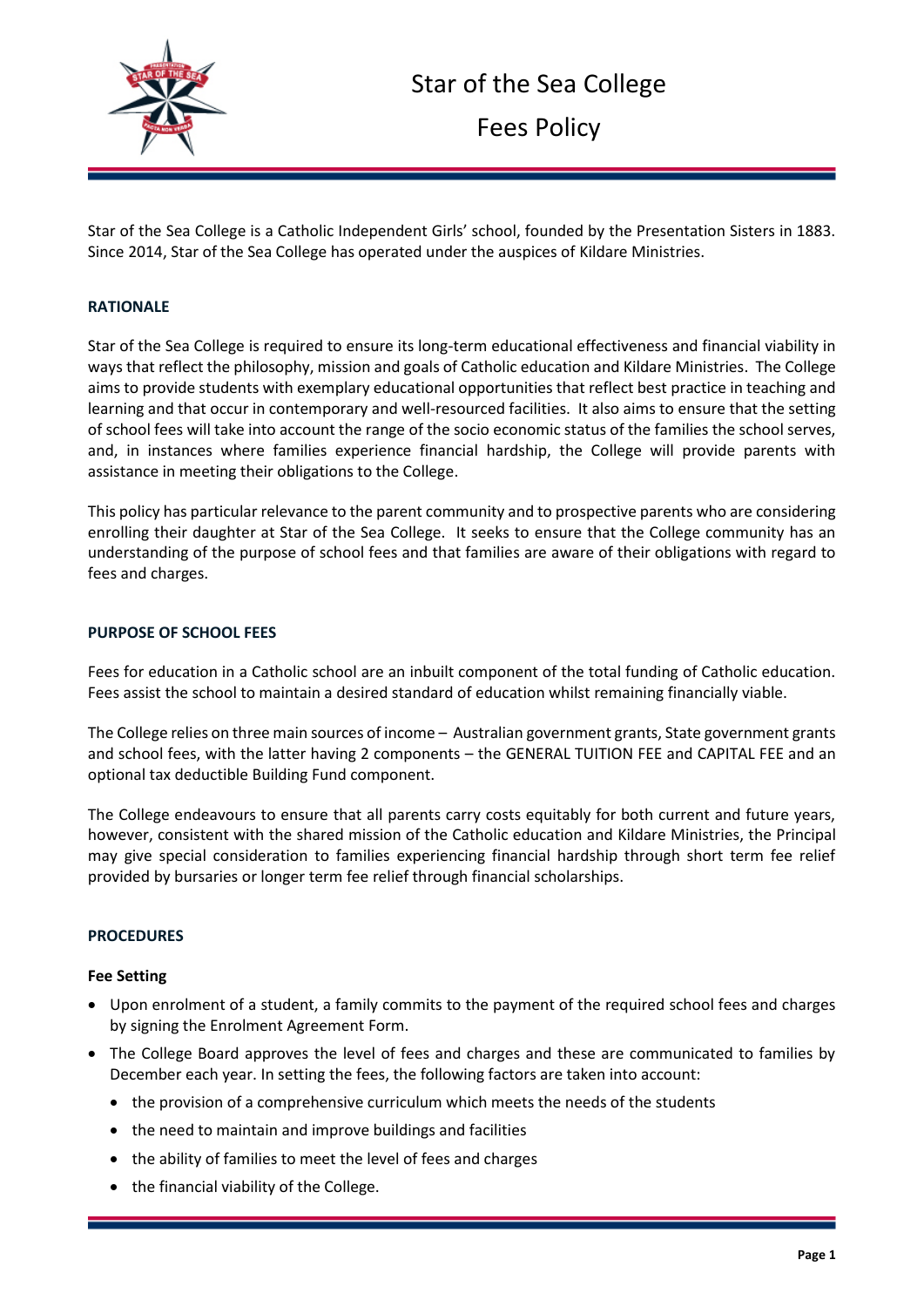# Star of the Sea College

## Fees Policy

Star of the Sea College is a Catholic Independent Girls' school, founded by the Presentation Sisters in 1883. Since 2014, Star of the Sea College has operated under the auspices of Kildare Ministries.

### RATIONALE

Star of the Sea College is required to ensure its long-term educational effectiveness and financial viability in ways that reflect the philosophy, mission and goals of Catholic education and Kildare Ministries. The College aims to provide students with exemplary educational opportunities that reflect best practice in teaching and learning and that occur in contemporary and well-resourced facilities. It also aims to ensure that the setting of school fees will take into account the range of the socio economic status of the families the school serves, and, in instances where families experience financial hardship, the College will provide parents with assistance in meeting their obligations to the College.

This policy has particular relevance to the parent community and to prospective parents who are considering enrolling their daughter at Star of the Sea College. It seeks to ensure that the College community has an understanding of the purpose of school fees and that families are aware of their obligations with regard to fees and charges.

### PURPOSE OF SCHOOL FEES

Fees for education in a Catholic school are an inbuilt component of the total funding of Catholic education. Fees assist the school to maintain a desired standard of education whilst remaining financially viable.

The College relies on three main sources of income – Australian government grants, State government grants and school fees, with the latter having 2 components – the GENERAL TUITION FEE and CAPITAL FEE and an optional tax deductible Building Fund component.

The College endeavours to ensure that all parents carry costs equitably for both current and future years, however, consistent with the shared mission of the Catholic education and Kildare Ministries, the Principal may give special consideration to families experiencing financial hardship through short term fee relief provided by bursaries or longer term fee relief through financial scholarships.

### PROCEDURES

#### Fee Setting

- Upon enrolment of a student, a family commits to the payment of the required school fees and charges by signing the Enrolment Agreement Form.
- The College Board approves the level of fees and charges and these are communicated to families by December each year. In setting the fees, the following factors are taken into account:
  - the provision of a comprehensive curriculum which meets the needs of the students
  - the need to maintain and improve buildings and facilities
  - the ability of families to meet the level of fees and charges
  - the financial viability of the College.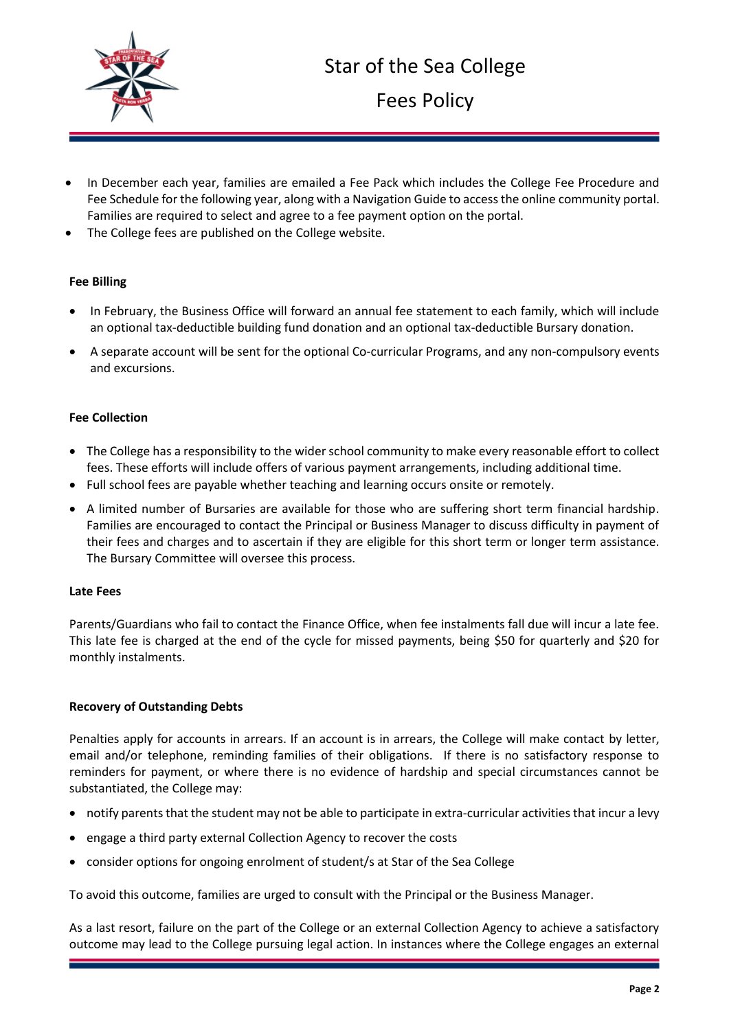- In December each year, families are emailed a Fee Pack which includes the College Fee Procedure and Fee Schedule for the following year, along with a Navigation Guide to access the online community portal. Families are required to select and agree to a fee payment option on the portal.
- The College fees are published on the College website.

**Fee Billing**

- In February, the Business Office will forward an annual fee statement to each family, which will include an optional tax-deductible building fund donation and an optional tax-deductible Bursary donation.
- A separate account will be sent for the optional Co-curricular Programs, and any non-compulsory events and excursions.

**Fee Collection**

- The College has a responsibility to the wider school community to make every reasonable effort to collect fees. These efforts will include offers of various payment arrangements, including additional time.
- Full school fees are payable whether teaching and learning occurs onsite or remotely.
- A limited number of Bursaries are available for those who are suffering short term financial hardship. Families are encouraged to contact the Principal or Business Manager to discuss difficulty in payment of their fees and charges and to ascertain if they are eligible for this short term or longer term assistance. The Bursary Committee will oversee this process.

**Late Fees**

Parents/Guardians who fail to contact the Finance Office, when fee instalments fall due will incur a late fee. This late fee is charged at the end of the cycle for missed payments, being $50 for quarterly and $20 for monthly instalments.

**Recovery of Outstanding Debts**

Penalties apply for accounts in arrears. If an account is in arrears, the College will make contact by letter, email and/or telephone, reminding families of their obligations. If there is no satisfactory response to reminders for payment, or where there is no evidence of hardship and special circumstances cannot be substantiated, the College may:

- notify parents that the student may not be able to participate in extra-curricular activities that incur a levy
- engage a third party external Collection Agency to recover the costs
- consider options for ongoing enrolment of student/s at Star of the Sea College

To avoid this outcome, families are urged to consult with the Principal or the Business Manager.

As a last resort, failure on the part of the College or an external Collection Agency to achieve a satisfactory outcome may lead to the College pursuing legal action. In instances where the College engages an external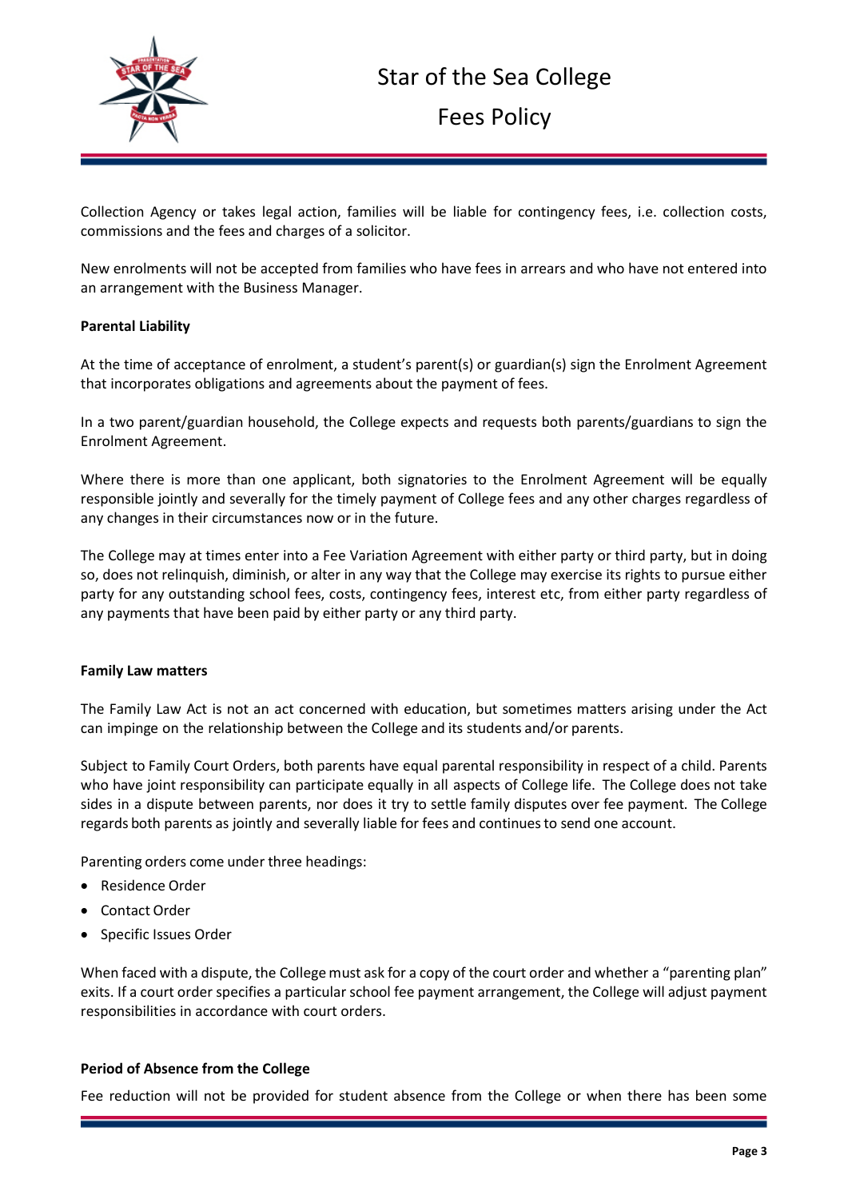Collection Agency or takes legal action, families will be liable for contingency fees, i.e. collection costs, commissions and the fees and charges of a solicitor.

New enrolments will not be accepted from families who have fees in arrears and who have not entered into an arrangement with the Business Manager.

**Parental Liability**

At the time of acceptance of enrolment, a student's parent(s) or guardian(s) sign the Enrolment Agreement that incorporates obligations and agreements about the payment of fees.

In a two parent/guardian household, the College expects and requests both parents/guardians to sign the Enrolment Agreement.

Where there is more than one applicant, both signatories to the Enrolment Agreement will be equally responsible jointly and severally for the timely payment of College fees and any other charges regardless of any changes in their circumstances now or in the future.

The College may at times enter into a Fee Variation Agreement with either party or third party, but in doing so, does not relinquish, diminish, or alter in any way that the College may exercise its rights to pursue either party for any outstanding school fees, costs, contingency fees, interest etc, from either party regardless of any payments that have been paid by either party or any third party.

**Family Law matters**

The Family Law Act is not an act concerned with education, but sometimes matters arising under the Act can impinge on the relationship between the College and its students and/or parents.

Subject to Family Court Orders, both parents have equal parental responsibility in respect of a child. Parents who have joint responsibility can participate equally in all aspects of College life. The College does not take sides in a dispute between parents, nor does it try to settle family disputes over fee payment. The College regards both parents as jointly and severally liable for fees and continues to send one account.

Parenting orders come under three headings:

- Residence Order
- Contact Order
- Specific Issues Order

When faced with a dispute, the College must ask for a copy of the court order and whether a "parenting plan" exits. If a court order specifies a particular school fee payment arrangement, the College will adjust payment responsibilities in accordance with court orders.

**Period of Absence from the College**

Fee reduction will not be provided for student absence from the College or when there has been some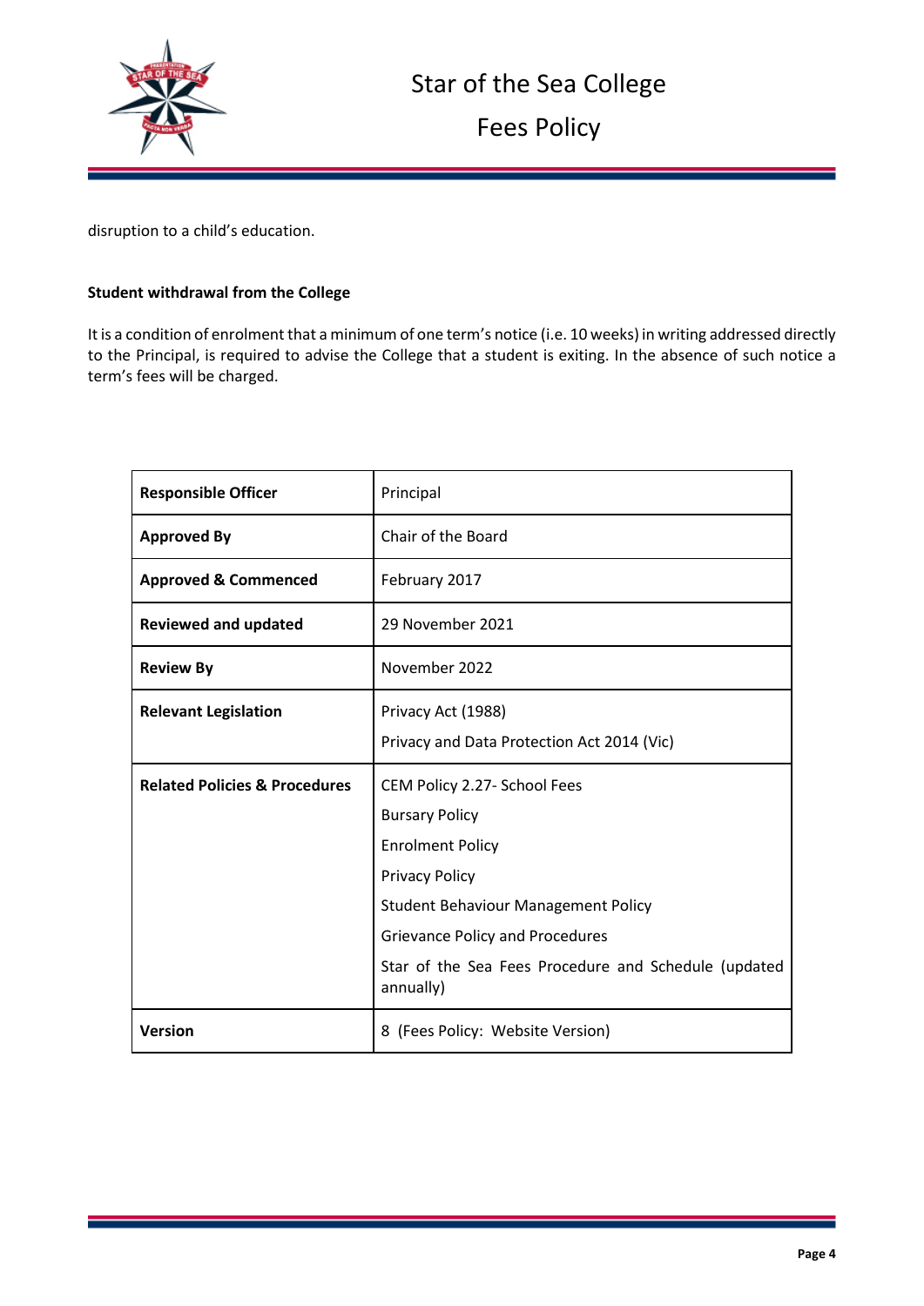disruption to a child's education.

**Student withdrawal from the College**

It is a condition of enrolment that a minimum of one term's notice (i.e. 10 weeks) in writing addressed directly to the Principal, is required to advise the College that a student is exiting. In the absence of such notice a term's fees will be charged.

| | |
|---|---|
| **Responsible Officer** | Principal |
| **Approved By** | Chair of the Board |
| **Approved & Commenced** | February 2017 |
| **Reviewed and updated** | 29 November 2021 |
| **Review By** | November 2022 |
| **Relevant Legislation** | Privacy Act (1988)<br>Privacy and Data Protection Act 2014 (Vic) |
| **Related Policies & Procedures** | CEM Policy 2.27- School Fees<br>Bursary Policy<br>Enrolment Policy<br>Privacy Policy<br>Student Behaviour Management Policy<br>Grievance Policy and Procedures<br>Star of the Sea Fees Procedure and Schedule (updated annually) |
| **Version** | 8 (Fees Policy: Website Version) |